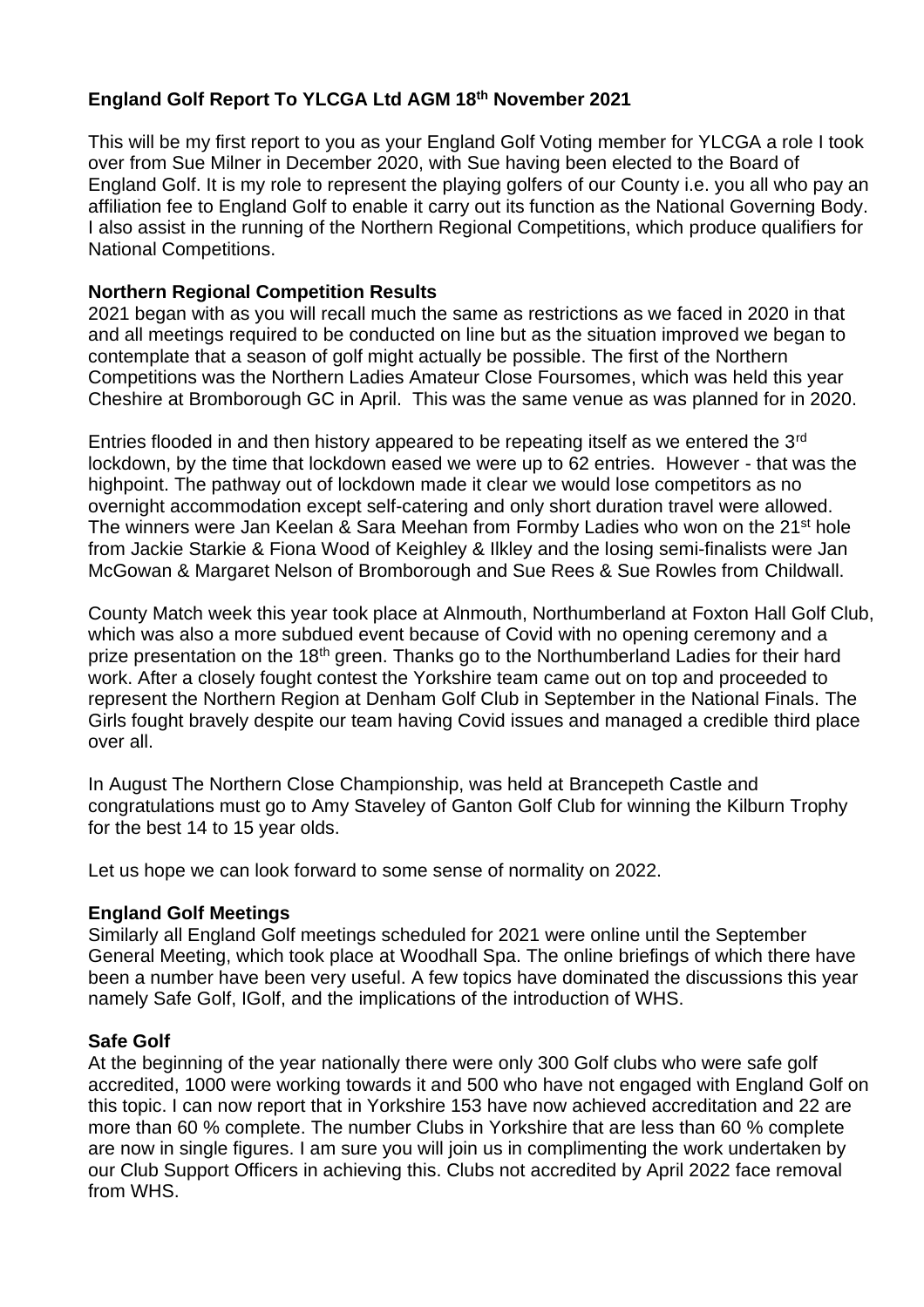## England Golf Report To YLCGA Ltd AGM 18th November 2021

This will be my first report to you as your England Golf Voting member for YLCGA a role I took over from Sue Milner in December 2020, with Sue having been elected to the Board of England Golf. It is my role to represent the playing golfers of our County i.e. you all who pay an affiliation fee to England Golf to enable it carry out its function as the National Governing Body. I also assist in the running of the Northern Regional Competitions, which produce qualifiers for National Competitions.

### Northern Regional Competition Results

2021 began with as you will recall much the same as restrictions as we faced in 2020 in that and all meetings required to be conducted on line but as the situation improved we began to contemplate that a season of golf might actually be possible. The first of the Northern Competitions was the Northern Ladies Amateur Close Foursomes, which was held this year Cheshire at Bromborough GC in April. This was the same venue as was planned for in 2020.

Entries flooded in and then history appeared to be repeating itself as we entered the 3rd lockdown, by the time that lockdown eased we were up to 62 entries. However - that was the highpoint. The pathway out of lockdown made it clear we would lose competitors as no overnight accommodation except self-catering and only short duration travel were allowed. The winners were Jan Keelan & Sara Meehan from Formby Ladies who won on the 21st hole from Jackie Starkie & Fiona Wood of Keighley & Ilkley and the losing semi-finalists were Jan McGowan & Margaret Nelson of Bromborough and Sue Rees & Sue Rowles from Childwall.

County Match week this year took place at Alnmouth, Northumberland at Foxton Hall Golf Club, which was also a more subdued event because of Covid with no opening ceremony and a prize presentation on the 18th green. Thanks go to the Northumberland Ladies for their hard work. After a closely fought contest the Yorkshire team came out on top and proceeded to represent the Northern Region at Denham Golf Club in September in the National Finals. The Girls fought bravely despite our team having Covid issues and managed a credible third place over all.

In August The Northern Close Championship, was held at Brancepeth Castle and congratulations must go to Amy Staveley of Ganton Golf Club for winning the Kilburn Trophy for the best 14 to 15 year olds.

Let us hope we can look forward to some sense of normality on 2022.

### England Golf Meetings

Similarly all England Golf meetings scheduled for 2021 were online until the September General Meeting, which took place at Woodhall Spa. The online briefings of which there have been a number have been very useful. A few topics have dominated the discussions this year namely Safe Golf, IGolf, and the implications of the introduction of WHS.

### Safe Golf

At the beginning of the year nationally there were only 300 Golf clubs who were safe golf accredited, 1000 were working towards it and 500 who have not engaged with England Golf on this topic. I can now report that in Yorkshire 153 have now achieved accreditation and 22 are more than 60 % complete. The number Clubs in Yorkshire that are less than 60 % complete are now in single figures. I am sure you will join us in complimenting the work undertaken by our Club Support Officers in achieving this. Clubs not accredited by April 2022 face removal from WHS.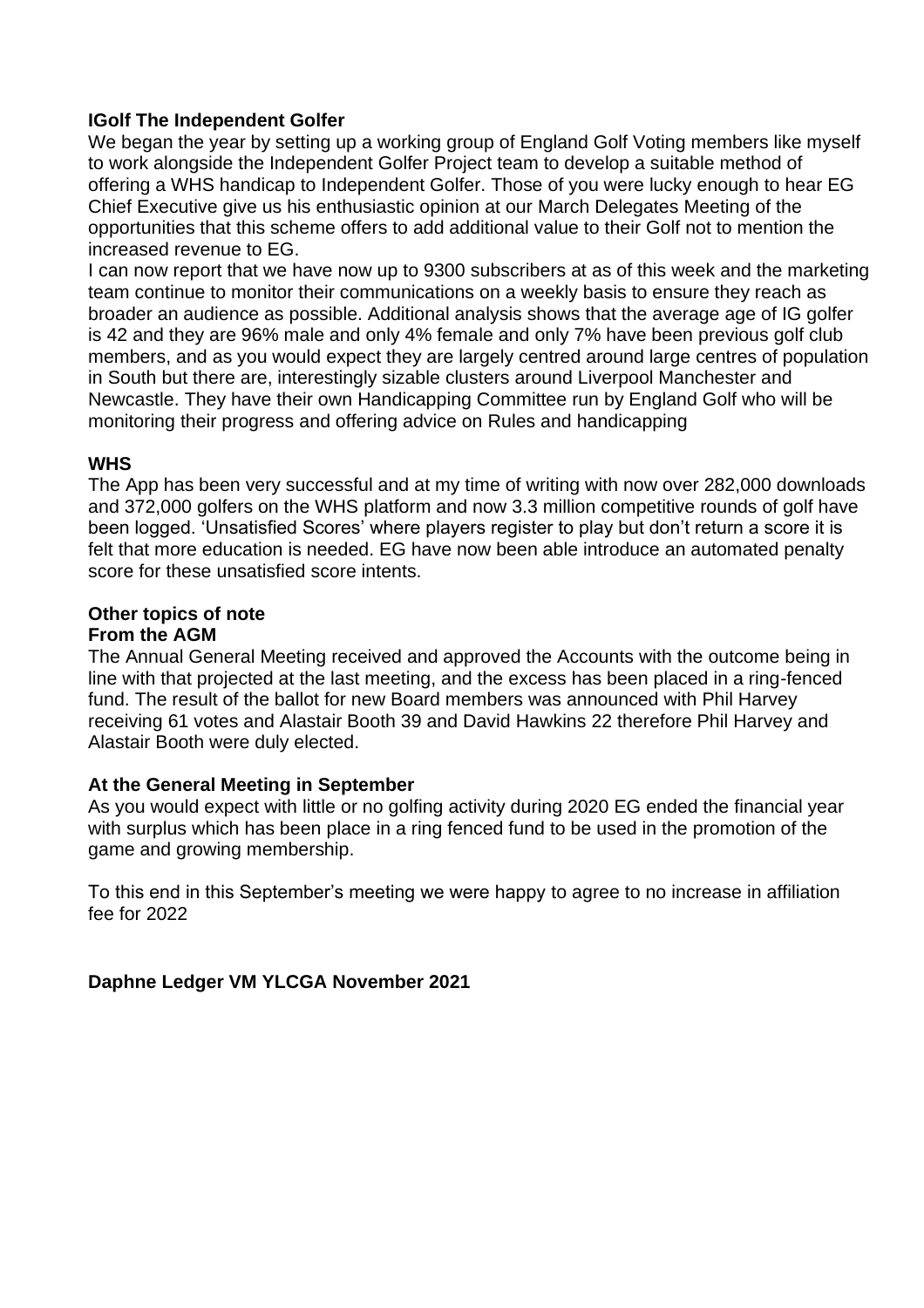**IGolf The Independent Golfer**

We began the year by setting up a working group of England Golf Voting members like myself to work alongside the Independent Golfer Project team to develop a suitable method of offering a WHS handicap to Independent Golfer. Those of you were lucky enough to hear EG Chief Executive give us his enthusiastic opinion at our March Delegates Meeting of the opportunities that this scheme offers to add additional value to their Golf not to mention the increased revenue to EG.

I can now report that we have now up to 9300 subscribers at as of this week and the marketing team continue to monitor their communications on a weekly basis to ensure they reach as broader an audience as possible. Additional analysis shows that the average age of IG golfer is 42 and they are 96% male and only 4% female and only 7% have been previous golf club members, and as you would expect they are largely centred around large centres of population in South but there are, interestingly sizable clusters around Liverpool Manchester and Newcastle. They have their own Handicapping Committee run by England Golf who will be monitoring their progress and offering advice on Rules and handicapping

**WHS**

The App has been very successful and at my time of writing with now over 282,000 downloads and 372,000 golfers on the WHS platform and now 3.3 million competitive rounds of golf have been logged. 'Unsatisfied Scores' where players register to play but don't return a score it is felt that more education is needed. EG have now been able introduce an automated penalty score for these unsatisfied score intents.

**Other topics of note**

**From the AGM**

The Annual General Meeting received and approved the Accounts with the outcome being in line with that projected at the last meeting, and the excess has been placed in a ring-fenced fund. The result of the ballot for new Board members was announced with Phil Harvey receiving 61 votes and Alastair Booth 39 and David Hawkins 22 therefore Phil Harvey and Alastair Booth were duly elected.

**At the General Meeting in September**

As you would expect with little or no golfing activity during 2020 EG ended the financial year with surplus which has been place in a ring fenced fund to be used in the promotion of the game and growing membership.

To this end in this September's meeting we were happy to agree to no increase in affiliation fee for 2022

**Daphne Ledger VM YLCGA November 2021**